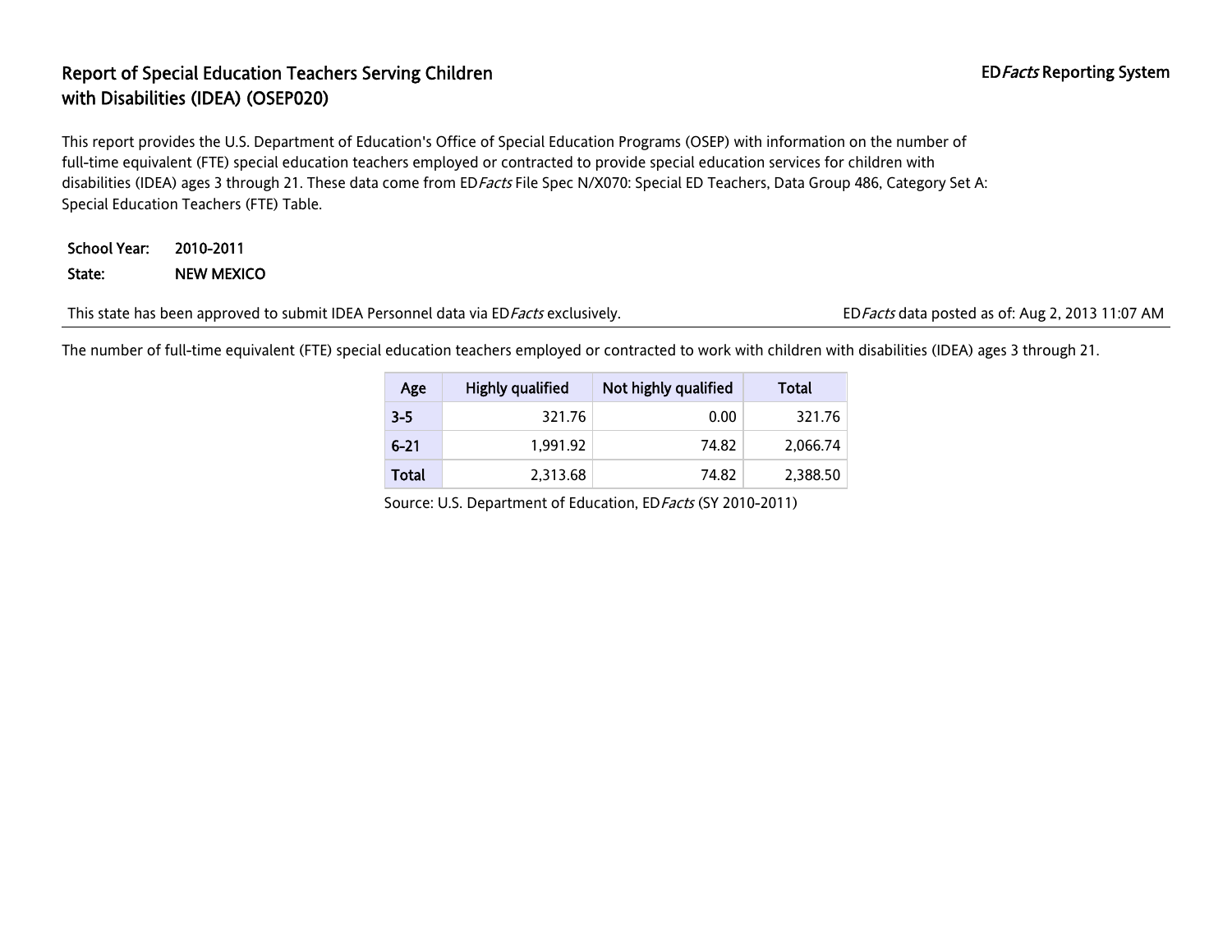# Report of Special Education Teachers Serving Children with Disabilities (IDEA) (OSEP020)

ED*Facts* Reporting System

This report provides the U.S. Department of Education's Office of Special Education Programs (OSEP) with information on the number of full-time equivalent (FTE) special education teachers employed or contracted to provide special education services for children with disabilities (IDEA) ages 3 through 21. These data come from ED*Facts* File Spec N/X070: Special ED Teachers, Data Group 486, Category Set A: Special Education Teachers (FTE) Table.

**School Year:** 2010-2011

**State:** NEW MEXICO

This state has been approved to submit IDEA Personnel data via ED*Facts* exclusively.

ED*Facts* data posted as of: Aug 2, 2013 11:07 AM

The number of full-time equivalent (FTE) special education teachers employed or contracted to work with children with disabilities (IDEA) ages 3 through 21.

| Age | Highly qualified | Not highly qualified | Total |
|---|---|---|---|
| 3-5 | 321.76 | 0.00 | 321.76 |
| 6-21 | 1,991.92 | 74.82 | 2,066.74 |
| Total | 2,313.68 | 74.82 | 2,388.50 |

Source: U.S. Department of Education, ED*Facts* (SY 2010-2011)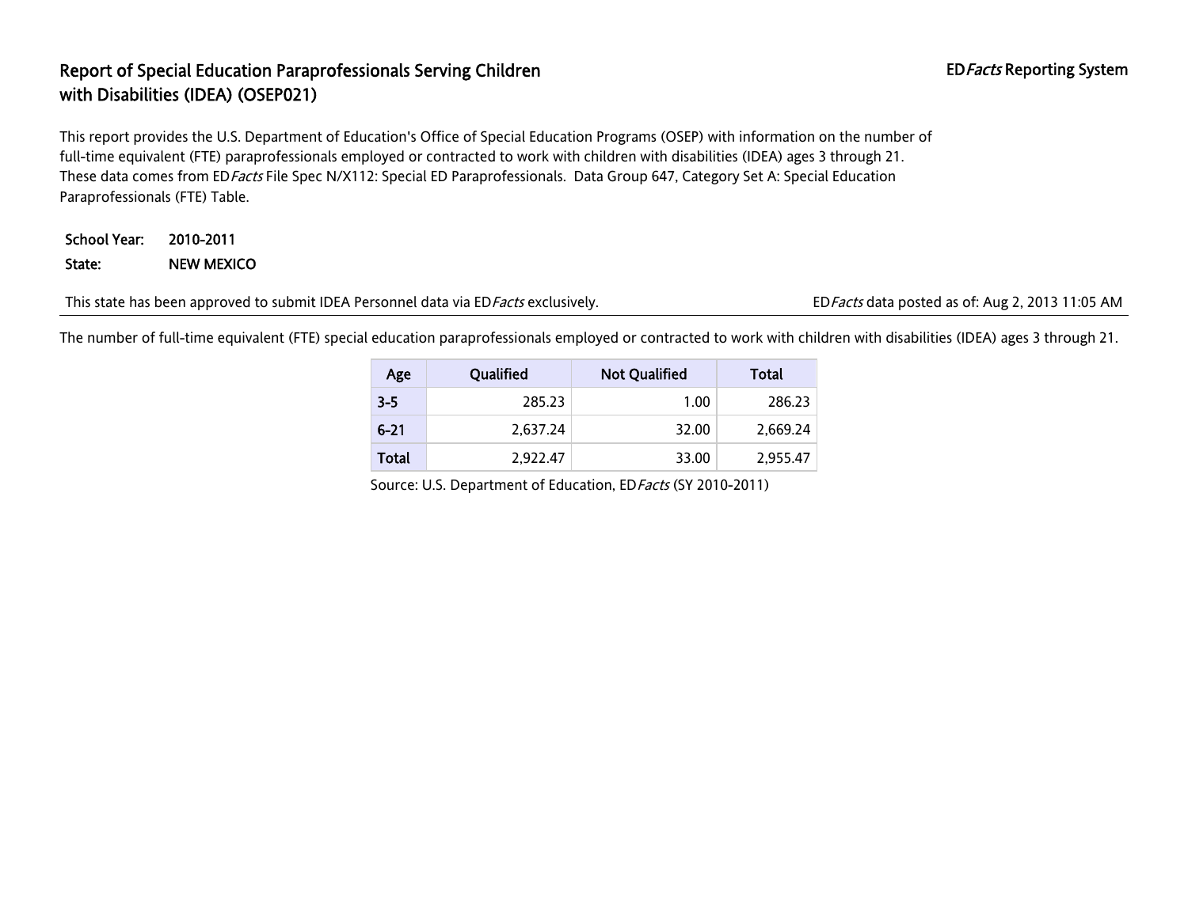# Report of Special Education Paraprofessionals Serving Children with Disabilities (IDEA) (OSEP021)

ED*Facts* Reporting System

This report provides the U.S. Department of Education's Office of Special Education Programs (OSEP) with information on the number of full-time equivalent (FTE) paraprofessionals employed or contracted to work with children with disabilities (IDEA) ages 3 through 21. These data comes from ED*Facts* File Spec N/X112: Special ED Paraprofessionals. Data Group 647, Category Set A: Special Education Paraprofessionals (FTE) Table.

**School Year:** 2010-2011

**State:** NEW MEXICO

This state has been approved to submit IDEA Personnel data via ED*Facts* exclusively.

ED*Facts* data posted as of: Aug 2, 2013 11:05 AM

The number of full-time equivalent (FTE) special education paraprofessionals employed or contracted to work with children with disabilities (IDEA) ages 3 through 21.

| Age | Qualified | Not Qualified | Total |
|---|---|---|---|
| 3-5 | 285.23 | 1.00 | 286.23 |
| 6-21 | 2,637.24 | 32.00 | 2,669.24 |
| Total | 2,922.47 | 33.00 | 2,955.47 |

Source: U.S. Department of Education, ED*Facts* (SY 2010-2011)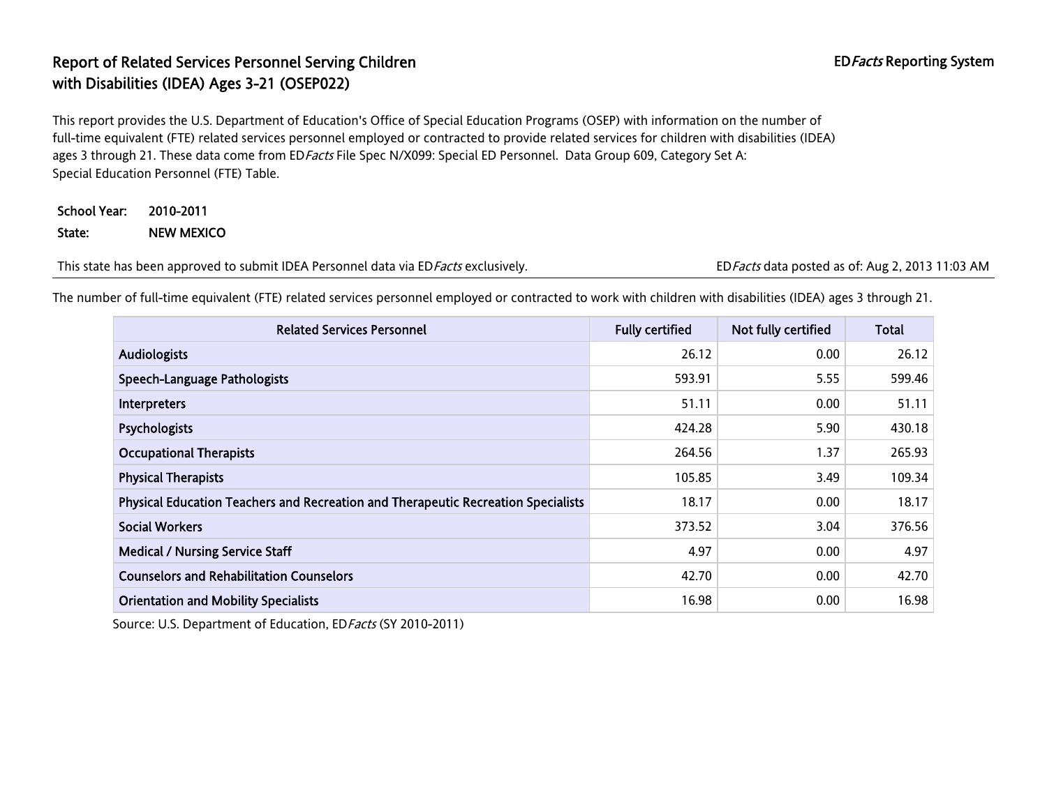# Report of Related Services Personnel Serving Children with Disabilities (IDEA) Ages 3-21 (OSEP022)

ED*Facts* Reporting System

This report provides the U.S. Department of Education's Office of Special Education Programs (OSEP) with information on the number of full-time equivalent (FTE) related services personnel employed or contracted to provide related services for children with disabilities (IDEA) ages 3 through 21. These data come from ED*Facts* File Spec N/X099: Special ED Personnel. Data Group 609, Category Set A: Special Education Personnel (FTE) Table.

**School Year:** 2010-2011

**State:** NEW MEXICO

This state has been approved to submit IDEA Personnel data via ED*Facts* exclusively.

ED*Facts* data posted as of: Aug 2, 2013 11:03 AM

The number of full-time equivalent (FTE) related services personnel employed or contracted to work with children with disabilities (IDEA) ages 3 through 21.

| Related Services Personnel | Fully certified | Not fully certified | Total |
|---|---|---|---|
| Audiologists | 26.12 | 0.00 | 26.12 |
| Speech-Language Pathologists | 593.91 | 5.55 | 599.46 |
| Interpreters | 51.11 | 0.00 | 51.11 |
| Psychologists | 424.28 | 5.90 | 430.18 |
| Occupational Therapists | 264.56 | 1.37 | 265.93 |
| Physical Therapists | 105.85 | 3.49 | 109.34 |
| Physical Education Teachers and Recreation and Therapeutic Recreation Specialists | 18.17 | 0.00 | 18.17 |
| Social Workers | 373.52 | 3.04 | 376.56 |
| Medical / Nursing Service Staff | 4.97 | 0.00 | 4.97 |
| Counselors and Rehabilitation Counselors | 42.70 | 0.00 | 42.70 |
| Orientation and Mobility Specialists | 16.98 | 0.00 | 16.98 |

Source: U.S. Department of Education, ED*Facts* (SY 2010-2011)